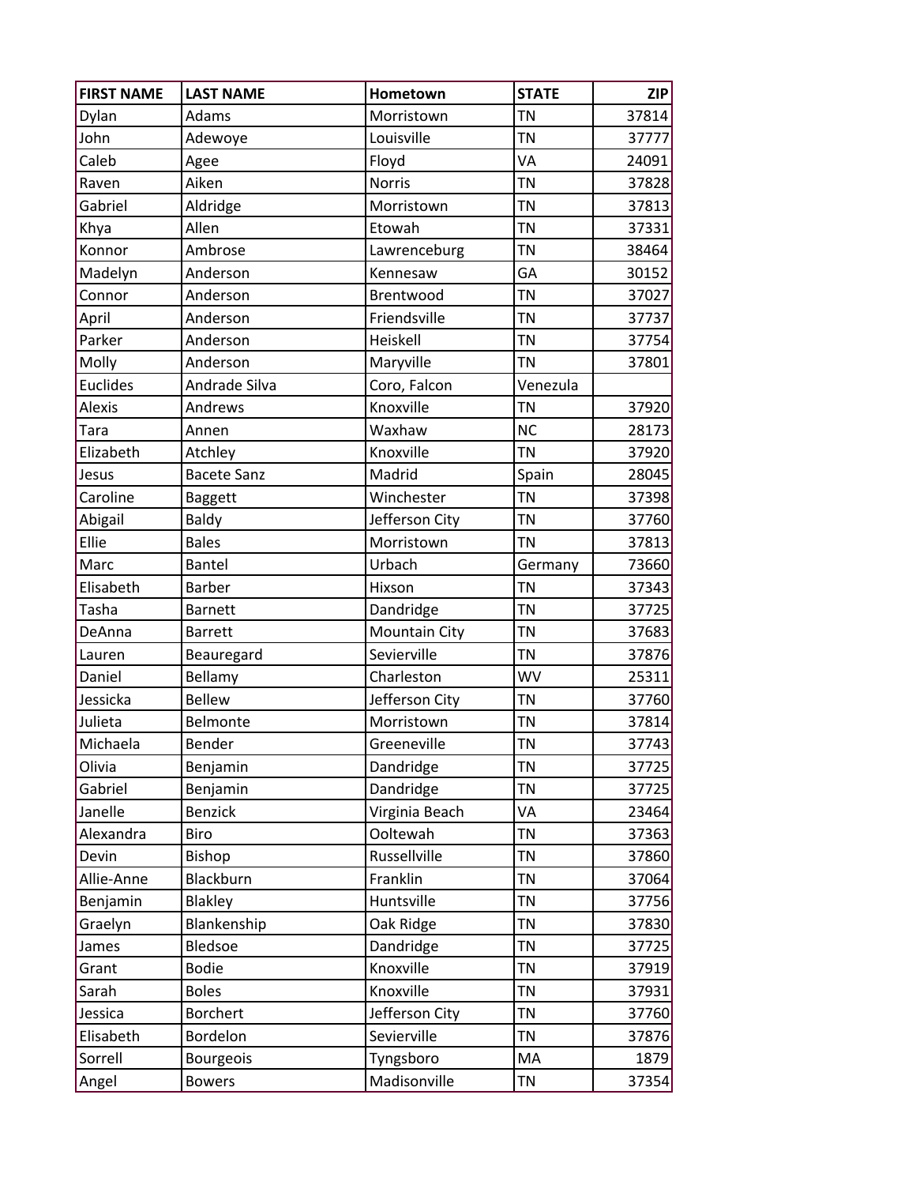| FIRST NAME | LAST NAME | Hometown | STATE | ZIP |
|---|---|---|---|---|
| Dylan | Adams | Morristown | TN | 37814 |
| John | Adewoye | Louisville | TN | 37777 |
| Caleb | Agee | Floyd | VA | 24091 |
| Raven | Aiken | Norris | TN | 37828 |
| Gabriel | Aldridge | Morristown | TN | 37813 |
| Khya | Allen | Etowah | TN | 37331 |
| Konnor | Ambrose | Lawrenceburg | TN | 38464 |
| Madelyn | Anderson | Kennesaw | GA | 30152 |
| Connor | Anderson | Brentwood | TN | 37027 |
| April | Anderson | Friendsville | TN | 37737 |
| Parker | Anderson | Heiskell | TN | 37754 |
| Molly | Anderson | Maryville | TN | 37801 |
| Euclides | Andrade Silva | Coro, Falcon | Venezula | |
| Alexis | Andrews | Knoxville | TN | 37920 |
| Tara | Annen | Waxhaw | NC | 28173 |
| Elizabeth | Atchley | Knoxville | TN | 37920 |
| Jesus | Bacete Sanz | Madrid | Spain | 28045 |
| Caroline | Baggett | Winchester | TN | 37398 |
| Abigail | Baldy | Jefferson City | TN | 37760 |
| Ellie | Bales | Morristown | TN | 37813 |
| Marc | Bantel | Urbach | Germany | 73660 |
| Elisabeth | Barber | Hixson | TN | 37343 |
| Tasha | Barnett | Dandridge | TN | 37725 |
| DeAnna | Barrett | Mountain City | TN | 37683 |
| Lauren | Beauregard | Sevierville | TN | 37876 |
| Daniel | Bellamy | Charleston | WV | 25311 |
| Jessicka | Bellew | Jefferson City | TN | 37760 |
| Julieta | Belmonte | Morristown | TN | 37814 |
| Michaela | Bender | Greeneville | TN | 37743 |
| Olivia | Benjamin | Dandridge | TN | 37725 |
| Gabriel | Benjamin | Dandridge | TN | 37725 |
| Janelle | Benzick | Virginia Beach | VA | 23464 |
| Alexandra | Biro | Ooltewah | TN | 37363 |
| Devin | Bishop | Russellville | TN | 37860 |
| Allie-Anne | Blackburn | Franklin | TN | 37064 |
| Benjamin | Blakley | Huntsville | TN | 37756 |
| Graelyn | Blankenship | Oak Ridge | TN | 37830 |
| James | Bledsoe | Dandridge | TN | 37725 |
| Grant | Bodie | Knoxville | TN | 37919 |
| Sarah | Boles | Knoxville | TN | 37931 |
| Jessica | Borchert | Jefferson City | TN | 37760 |
| Elisabeth | Bordelon | Sevierville | TN | 37876 |
| Sorrell | Bourgeois | Tyngsboro | MA | 1879 |
| Angel | Bowers | Madisonville | TN | 37354 |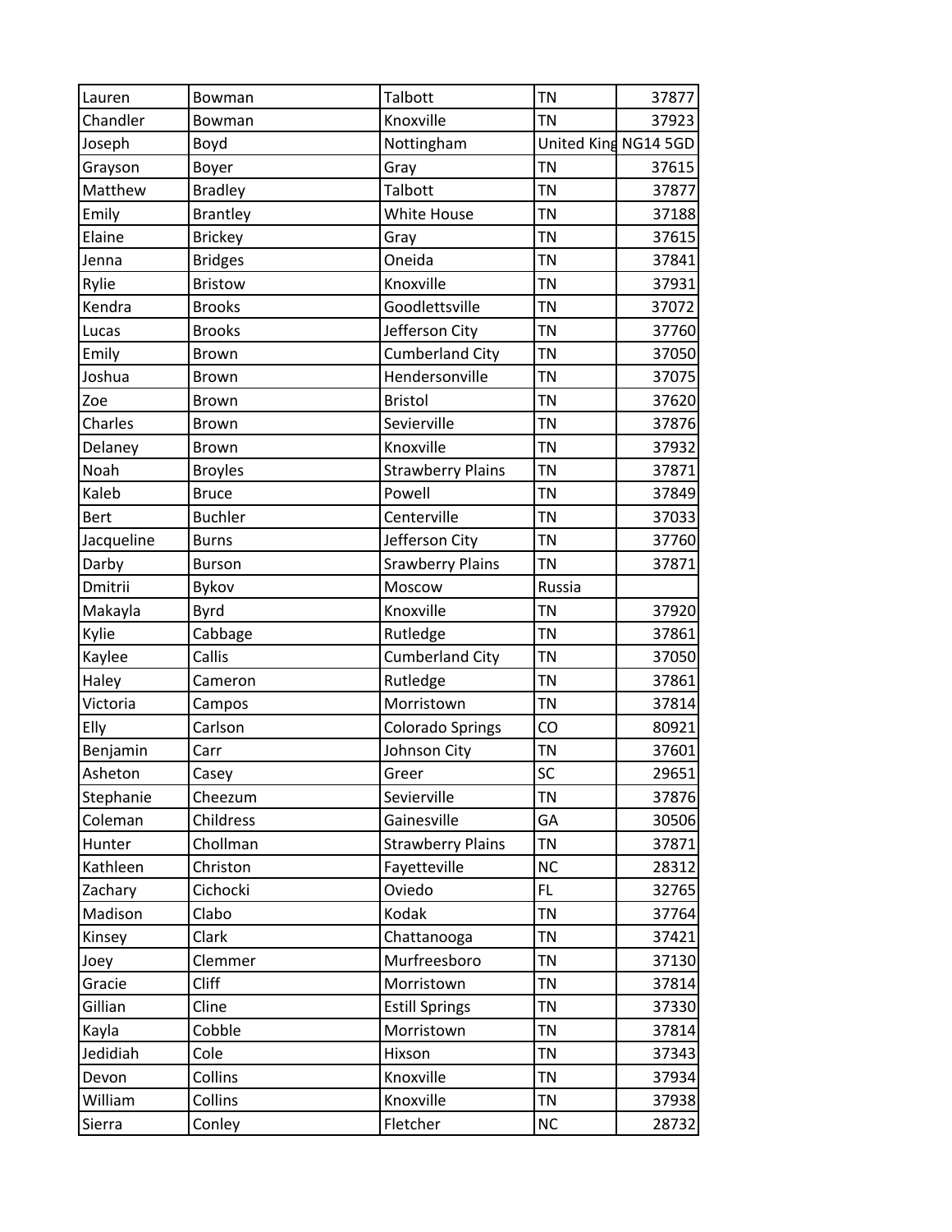| Lauren | Bowman | Talbott | TN | 37877 |
| --- | --- | --- | --- | --- |
| Chandler | Bowman | Knoxville | TN | 37923 |
| Joseph | Boyd | Nottingham | United King | NG14 5GD |
| Grayson | Boyer | Gray | TN | 37615 |
| Matthew | Bradley | Talbott | TN | 37877 |
| Emily | Brantley | White House | TN | 37188 |
| Elaine | Brickey | Gray | TN | 37615 |
| Jenna | Bridges | Oneida | TN | 37841 |
| Rylie | Bristow | Knoxville | TN | 37931 |
| Kendra | Brooks | Goodlettsville | TN | 37072 |
| Lucas | Brooks | Jefferson City | TN | 37760 |
| Emily | Brown | Cumberland City | TN | 37050 |
| Joshua | Brown | Hendersonville | TN | 37075 |
| Zoe | Brown | Bristol | TN | 37620 |
| Charles | Brown | Sevierville | TN | 37876 |
| Delaney | Brown | Knoxville | TN | 37932 |
| Noah | Broyles | Strawberry Plains | TN | 37871 |
| Kaleb | Bruce | Powell | TN | 37849 |
| Bert | Buchler | Centerville | TN | 37033 |
| Jacqueline | Burns | Jefferson City | TN | 37760 |
| Darby | Burson | Srawberry Plains | TN | 37871 |
| Dmitrii | Bykov | Moscow | Russia | |
| Makayla | Byrd | Knoxville | TN | 37920 |
| Kylie | Cabbage | Rutledge | TN | 37861 |
| Kaylee | Callis | Cumberland City | TN | 37050 |
| Haley | Cameron | Rutledge | TN | 37861 |
| Victoria | Campos | Morristown | TN | 37814 |
| Elly | Carlson | Colorado Springs | CO | 80921 |
| Benjamin | Carr | Johnson City | TN | 37601 |
| Asheton | Casey | Greer | SC | 29651 |
| Stephanie | Cheezum | Sevierville | TN | 37876 |
| Coleman | Childress | Gainesville | GA | 30506 |
| Hunter | Chollman | Strawberry Plains | TN | 37871 |
| Kathleen | Christon | Fayetteville | NC | 28312 |
| Zachary | Cichocki | Oviedo | FL | 32765 |
| Madison | Clabo | Kodak | TN | 37764 |
| Kinsey | Clark | Chattanooga | TN | 37421 |
| Joey | Clemmer | Murfreesboro | TN | 37130 |
| Gracie | Cliff | Morristown | TN | 37814 |
| Gillian | Cline | Estill Springs | TN | 37330 |
| Kayla | Cobble | Morristown | TN | 37814 |
| Jedidiah | Cole | Hixson | TN | 37343 |
| Devon | Collins | Knoxville | TN | 37934 |
| William | Collins | Knoxville | TN | 37938 |
| Sierra | Conley | Fletcher | NC | 28732 |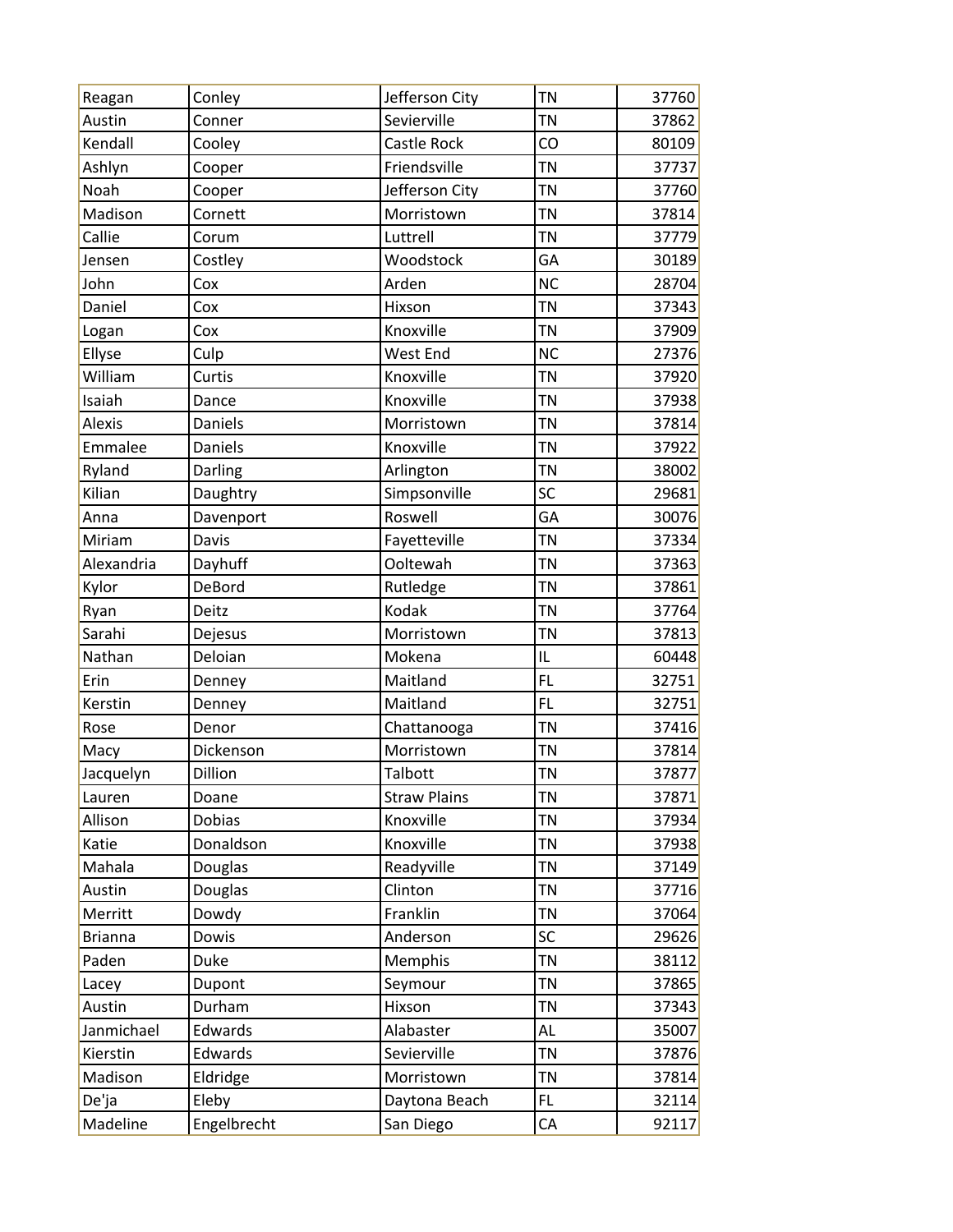| Reagan | Conley | Jefferson City | TN | 37760 |
|---|---|---|---|---|
| Austin | Conner | Sevierville | TN | 37862 |
| Kendall | Cooley | Castle Rock | CO | 80109 |
| Ashlyn | Cooper | Friendsville | TN | 37737 |
| Noah | Cooper | Jefferson City | TN | 37760 |
| Madison | Cornett | Morristown | TN | 37814 |
| Callie | Corum | Luttrell | TN | 37779 |
| Jensen | Costley | Woodstock | GA | 30189 |
| John | Cox | Arden | NC | 28704 |
| Daniel | Cox | Hixson | TN | 37343 |
| Logan | Cox | Knoxville | TN | 37909 |
| Ellyse | Culp | West End | NC | 27376 |
| William | Curtis | Knoxville | TN | 37920 |
| Isaiah | Dance | Knoxville | TN | 37938 |
| Alexis | Daniels | Morristown | TN | 37814 |
| Emmalee | Daniels | Knoxville | TN | 37922 |
| Ryland | Darling | Arlington | TN | 38002 |
| Kilian | Daughtry | Simpsonville | SC | 29681 |
| Anna | Davenport | Roswell | GA | 30076 |
| Miriam | Davis | Fayetteville | TN | 37334 |
| Alexandria | Dayhuff | Ooltewah | TN | 37363 |
| Kylor | DeBord | Rutledge | TN | 37861 |
| Ryan | Deitz | Kodak | TN | 37764 |
| Sarahi | Dejesus | Morristown | TN | 37813 |
| Nathan | Deloian | Mokena | IL | 60448 |
| Erin | Denney | Maitland | FL | 32751 |
| Kerstin | Denney | Maitland | FL | 32751 |
| Rose | Denor | Chattanooga | TN | 37416 |
| Macy | Dickenson | Morristown | TN | 37814 |
| Jacquelyn | Dillion | Talbott | TN | 37877 |
| Lauren | Doane | Straw Plains | TN | 37871 |
| Allison | Dobias | Knoxville | TN | 37934 |
| Katie | Donaldson | Knoxville | TN | 37938 |
| Mahala | Douglas | Readyville | TN | 37149 |
| Austin | Douglas | Clinton | TN | 37716 |
| Merritt | Dowdy | Franklin | TN | 37064 |
| Brianna | Dowis | Anderson | SC | 29626 |
| Paden | Duke | Memphis | TN | 38112 |
| Lacey | Dupont | Seymour | TN | 37865 |
| Austin | Durham | Hixson | TN | 37343 |
| Janmichael | Edwards | Alabaster | AL | 35007 |
| Kierstin | Edwards | Sevierville | TN | 37876 |
| Madison | Eldridge | Morristown | TN | 37814 |
| De'ja | Eleby | Daytona Beach | FL | 32114 |
| Madeline | Engelbrecht | San Diego | CA | 92117 |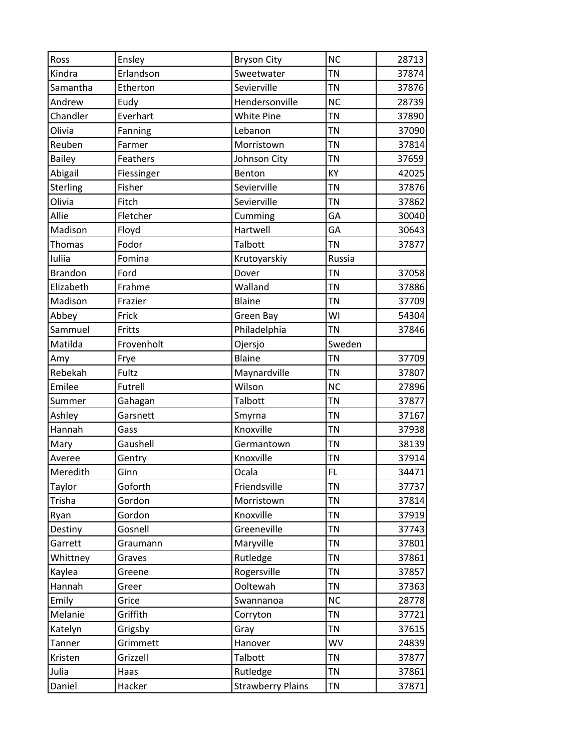| | | | | |
|---|---|---|---|---|
| Ross | Ensley | Bryson City | NC | 28713 |
| Kindra | Erlandson | Sweetwater | TN | 37874 |
| Samantha | Etherton | Sevierville | TN | 37876 |
| Andrew | Eudy | Hendersonville | NC | 28739 |
| Chandler | Everhart | White Pine | TN | 37890 |
| Olivia | Fanning | Lebanon | TN | 37090 |
| Reuben | Farmer | Morristown | TN | 37814 |
| Bailey | Feathers | Johnson City | TN | 37659 |
| Abigail | Fiessinger | Benton | KY | 42025 |
| Sterling | Fisher | Sevierville | TN | 37876 |
| Olivia | Fitch | Sevierville | TN | 37862 |
| Allie | Fletcher | Cumming | GA | 30040 |
| Madison | Floyd | Hartwell | GA | 30643 |
| Thomas | Fodor | Talbott | TN | 37877 |
| Iuliia | Fomina | Krutoyarskiy | Russia | |
| Brandon | Ford | Dover | TN | 37058 |
| Elizabeth | Frahme | Walland | TN | 37886 |
| Madison | Frazier | Blaine | TN | 37709 |
| Abbey | Frick | Green Bay | WI | 54304 |
| Sammuel | Fritts | Philadelphia | TN | 37846 |
| Matilda | Frovenholt | Ojersjo | Sweden | |
| Amy | Frye | Blaine | TN | 37709 |
| Rebekah | Fultz | Maynardville | TN | 37807 |
| Emilee | Futrell | Wilson | NC | 27896 |
| Summer | Gahagan | Talbott | TN | 37877 |
| Ashley | Garsnett | Smyrna | TN | 37167 |
| Hannah | Gass | Knoxville | TN | 37938 |
| Mary | Gaushell | Germantown | TN | 38139 |
| Averee | Gentry | Knoxville | TN | 37914 |
| Meredith | Ginn | Ocala | FL | 34471 |
| Taylor | Goforth | Friendsville | TN | 37737 |
| Trisha | Gordon | Morristown | TN | 37814 |
| Ryan | Gordon | Knoxville | TN | 37919 |
| Destiny | Gosnell | Greeneville | TN | 37743 |
| Garrett | Graumann | Maryville | TN | 37801 |
| Whittney | Graves | Rutledge | TN | 37861 |
| Kaylea | Greene | Rogersville | TN | 37857 |
| Hannah | Greer | Ooltewah | TN | 37363 |
| Emily | Grice | Swannanoa | NC | 28778 |
| Melanie | Griffith | Corryton | TN | 37721 |
| Katelyn | Grigsby | Gray | TN | 37615 |
| Tanner | Grimmett | Hanover | WV | 24839 |
| Kristen | Grizzell | Talbott | TN | 37877 |
| Julia | Haas | Rutledge | TN | 37861 |
| Daniel | Hacker | Strawberry Plains | TN | 37871 |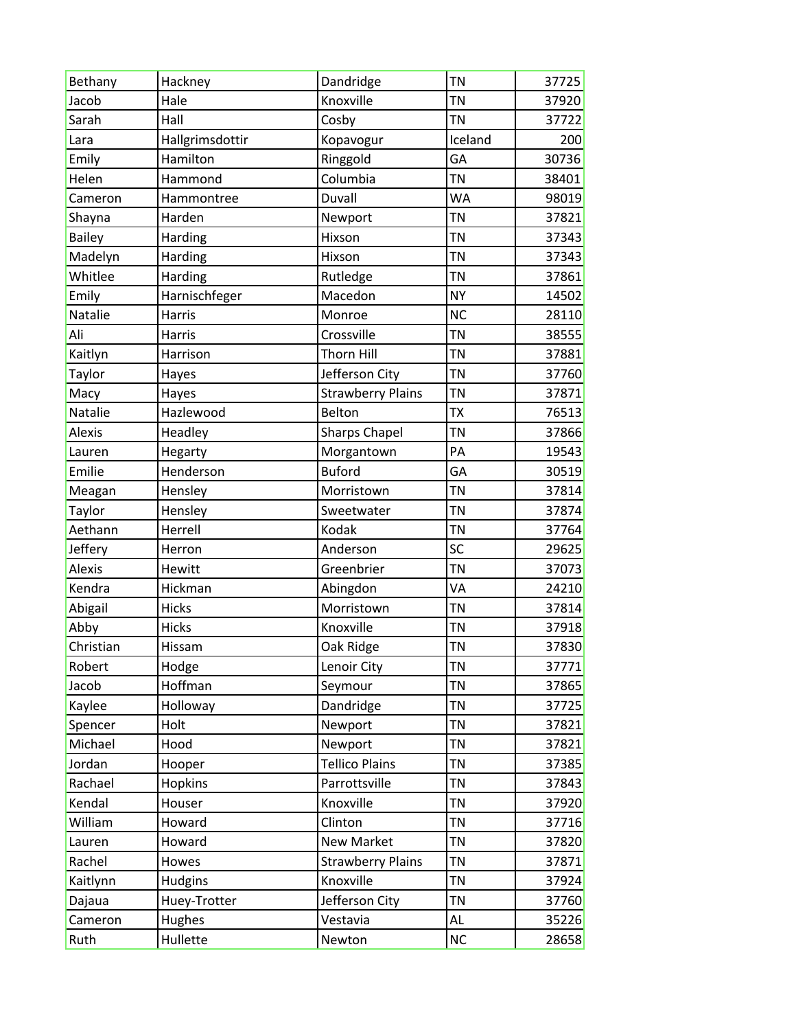| | | | | |
|---|---|---|---|---|
| Bethany | Hackney | Dandridge | TN | 37725 |
| Jacob | Hale | Knoxville | TN | 37920 |
| Sarah | Hall | Cosby | TN | 37722 |
| Lara | Hallgrimsdottir | Kopavogur | Iceland | 200 |
| Emily | Hamilton | Ringgold | GA | 30736 |
| Helen | Hammond | Columbia | TN | 38401 |
| Cameron | Hammontree | Duvall | WA | 98019 |
| Shayna | Harden | Newport | TN | 37821 |
| Bailey | Harding | Hixson | TN | 37343 |
| Madelyn | Harding | Hixson | TN | 37343 |
| Whitlee | Harding | Rutledge | TN | 37861 |
| Emily | Harnischfeger | Macedon | NY | 14502 |
| Natalie | Harris | Monroe | NC | 28110 |
| Ali | Harris | Crossville | TN | 38555 |
| Kaitlyn | Harrison | Thorn Hill | TN | 37881 |
| Taylor | Hayes | Jefferson City | TN | 37760 |
| Macy | Hayes | Strawberry Plains | TN | 37871 |
| Natalie | Hazlewood | Belton | TX | 76513 |
| Alexis | Headley | Sharps Chapel | TN | 37866 |
| Lauren | Hegarty | Morgantown | PA | 19543 |
| Emilie | Henderson | Buford | GA | 30519 |
| Meagan | Hensley | Morristown | TN | 37814 |
| Taylor | Hensley | Sweetwater | TN | 37874 |
| Aethann | Herrell | Kodak | TN | 37764 |
| Jeffery | Herron | Anderson | SC | 29625 |
| Alexis | Hewitt | Greenbrier | TN | 37073 |
| Kendra | Hickman | Abingdon | VA | 24210 |
| Abigail | Hicks | Morristown | TN | 37814 |
| Abby | Hicks | Knoxville | TN | 37918 |
| Christian | Hissam | Oak Ridge | TN | 37830 |
| Robert | Hodge | Lenoir City | TN | 37771 |
| Jacob | Hoffman | Seymour | TN | 37865 |
| Kaylee | Holloway | Dandridge | TN | 37725 |
| Spencer | Holt | Newport | TN | 37821 |
| Michael | Hood | Newport | TN | 37821 |
| Jordan | Hooper | Tellico Plains | TN | 37385 |
| Rachael | Hopkins | Parrottsville | TN | 37843 |
| Kendal | Houser | Knoxville | TN | 37920 |
| William | Howard | Clinton | TN | 37716 |
| Lauren | Howard | New Market | TN | 37820 |
| Rachel | Howes | Strawberry Plains | TN | 37871 |
| Kaitlynn | Hudgins | Knoxville | TN | 37924 |
| Dajaua | Huey-Trotter | Jefferson City | TN | 37760 |
| Cameron | Hughes | Vestavia | AL | 35226 |
| Ruth | Hullette | Newton | NC | 28658 |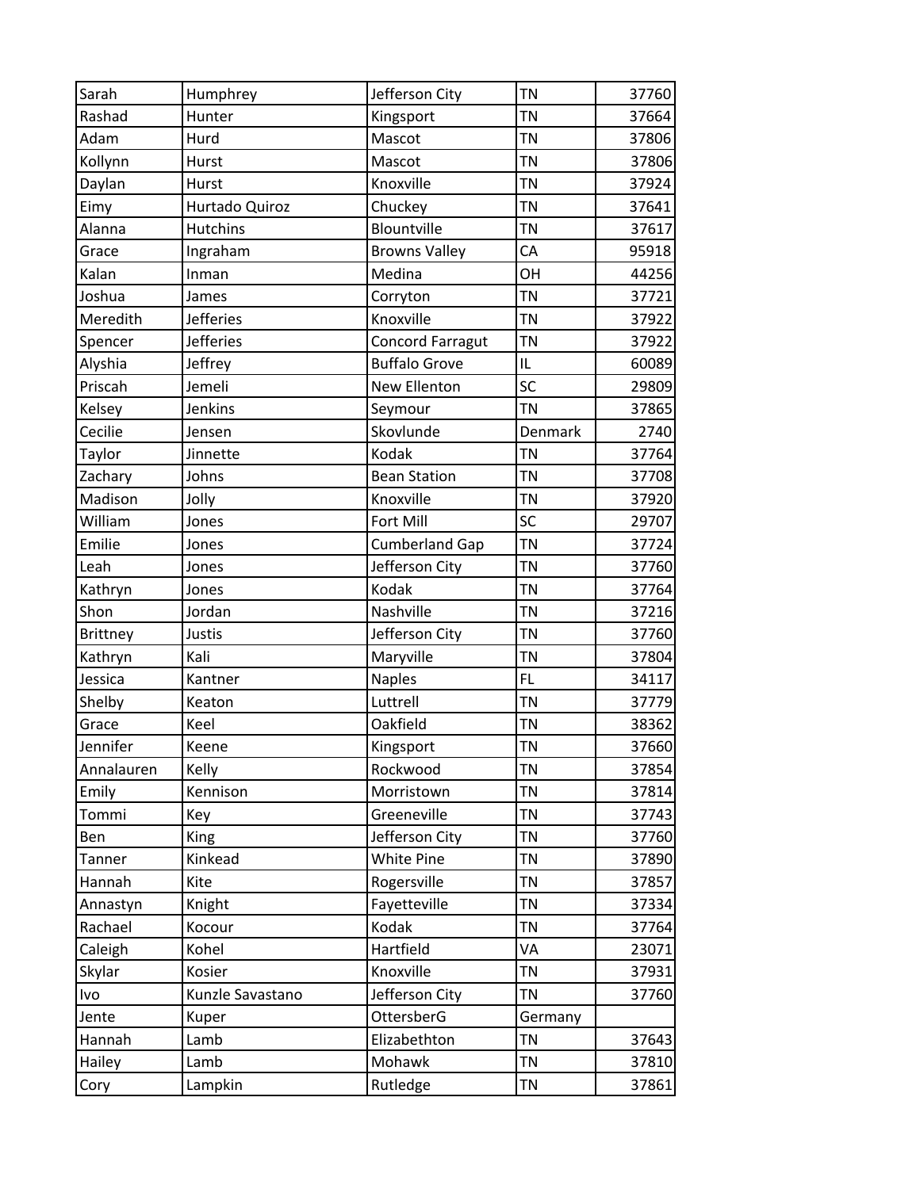| | | | | |
|---|---|---|---|---|
| Sarah | Humphrey | Jefferson City | TN | 37760 |
| Rashad | Hunter | Kingsport | TN | 37664 |
| Adam | Hurd | Mascot | TN | 37806 |
| Kollynn | Hurst | Mascot | TN | 37806 |
| Daylan | Hurst | Knoxville | TN | 37924 |
| Eimy | Hurtado Quiroz | Chuckey | TN | 37641 |
| Alanna | Hutchins | Blountville | TN | 37617 |
| Grace | Ingraham | Browns Valley | CA | 95918 |
| Kalan | Inman | Medina | OH | 44256 |
| Joshua | James | Corryton | TN | 37721 |
| Meredith | Jefferies | Knoxville | TN | 37922 |
| Spencer | Jefferies | Concord Farragut | TN | 37922 |
| Alyshia | Jeffrey | Buffalo Grove | IL | 60089 |
| Priscah | Jemeli | New Ellenton | SC | 29809 |
| Kelsey | Jenkins | Seymour | TN | 37865 |
| Cecilie | Jensen | Skovlunde | Denmark | 2740 |
| Taylor | Jinnette | Kodak | TN | 37764 |
| Zachary | Johns | Bean Station | TN | 37708 |
| Madison | Jolly | Knoxville | TN | 37920 |
| William | Jones | Fort Mill | SC | 29707 |
| Emilie | Jones | Cumberland Gap | TN | 37724 |
| Leah | Jones | Jefferson City | TN | 37760 |
| Kathryn | Jones | Kodak | TN | 37764 |
| Shon | Jordan | Nashville | TN | 37216 |
| Brittney | Justis | Jefferson City | TN | 37760 |
| Kathryn | Kali | Maryville | TN | 37804 |
| Jessica | Kantner | Naples | FL | 34117 |
| Shelby | Keaton | Luttrell | TN | 37779 |
| Grace | Keel | Oakfield | TN | 38362 |
| Jennifer | Keene | Kingsport | TN | 37660 |
| Annalauren | Kelly | Rockwood | TN | 37854 |
| Emily | Kennison | Morristown | TN | 37814 |
| Tommi | Key | Greeneville | TN | 37743 |
| Ben | King | Jefferson City | TN | 37760 |
| Tanner | Kinkead | White Pine | TN | 37890 |
| Hannah | Kite | Rogersville | TN | 37857 |
| Annastyn | Knight | Fayetteville | TN | 37334 |
| Rachael | Kocour | Kodak | TN | 37764 |
| Caleigh | Kohel | Hartfield | VA | 23071 |
| Skylar | Kosier | Knoxville | TN | 37931 |
| Ivo | Kunzle Savastano | Jefferson City | TN | 37760 |
| Jente | Kuper | OttersberG | Germany | |
| Hannah | Lamb | Elizabethton | TN | 37643 |
| Hailey | Lamb | Mohawk | TN | 37810 |
| Cory | Lampkin | Rutledge | TN | 37861 |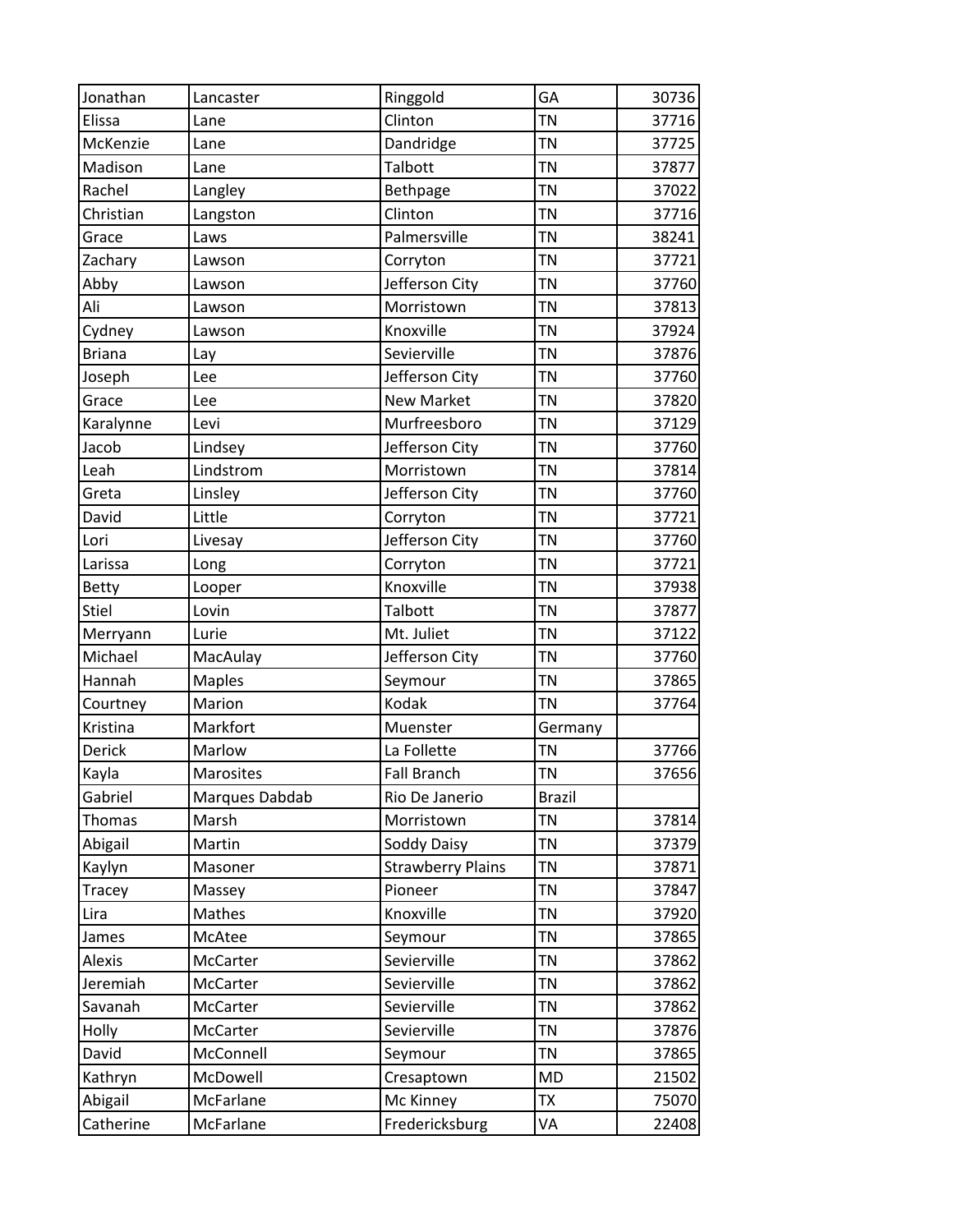| Jonathan | Lancaster | Ringgold | GA | 30736 |
|---|---|---|---|---|
| Elissa | Lane | Clinton | TN | 37716 |
| McKenzie | Lane | Dandridge | TN | 37725 |
| Madison | Lane | Talbott | TN | 37877 |
| Rachel | Langley | Bethpage | TN | 37022 |
| Christian | Langston | Clinton | TN | 37716 |
| Grace | Laws | Palmersville | TN | 38241 |
| Zachary | Lawson | Corryton | TN | 37721 |
| Abby | Lawson | Jefferson City | TN | 37760 |
| Ali | Lawson | Morristown | TN | 37813 |
| Cydney | Lawson | Knoxville | TN | 37924 |
| Briana | Lay | Sevierville | TN | 37876 |
| Joseph | Lee | Jefferson City | TN | 37760 |
| Grace | Lee | New Market | TN | 37820 |
| Karalynne | Levi | Murfreesboro | TN | 37129 |
| Jacob | Lindsey | Jefferson City | TN | 37760 |
| Leah | Lindstrom | Morristown | TN | 37814 |
| Greta | Linsley | Jefferson City | TN | 37760 |
| David | Little | Corryton | TN | 37721 |
| Lori | Livesay | Jefferson City | TN | 37760 |
| Larissa | Long | Corryton | TN | 37721 |
| Betty | Looper | Knoxville | TN | 37938 |
| Stiel | Lovin | Talbott | TN | 37877 |
| Merryann | Lurie | Mt. Juliet | TN | 37122 |
| Michael | MacAulay | Jefferson City | TN | 37760 |
| Hannah | Maples | Seymour | TN | 37865 |
| Courtney | Marion | Kodak | TN | 37764 |
| Kristina | Markfort | Muenster | Germany | |
| Derick | Marlow | La Follette | TN | 37766 |
| Kayla | Marosites | Fall Branch | TN | 37656 |
| Gabriel | Marques Dabdab | Rio De Janerio | Brazil | |
| Thomas | Marsh | Morristown | TN | 37814 |
| Abigail | Martin | Soddy Daisy | TN | 37379 |
| Kaylyn | Masoner | Strawberry Plains | TN | 37871 |
| Tracey | Massey | Pioneer | TN | 37847 |
| Lira | Mathes | Knoxville | TN | 37920 |
| James | McAtee | Seymour | TN | 37865 |
| Alexis | McCarter | Sevierville | TN | 37862 |
| Jeremiah | McCarter | Sevierville | TN | 37862 |
| Savanah | McCarter | Sevierville | TN | 37862 |
| Holly | McCarter | Sevierville | TN | 37876 |
| David | McConnell | Seymour | TN | 37865 |
| Kathryn | McDowell | Cresaptown | MD | 21502 |
| Abigail | McFarlane | Mc Kinney | TX | 75070 |
| Catherine | McFarlane | Fredericksburg | VA | 22408 |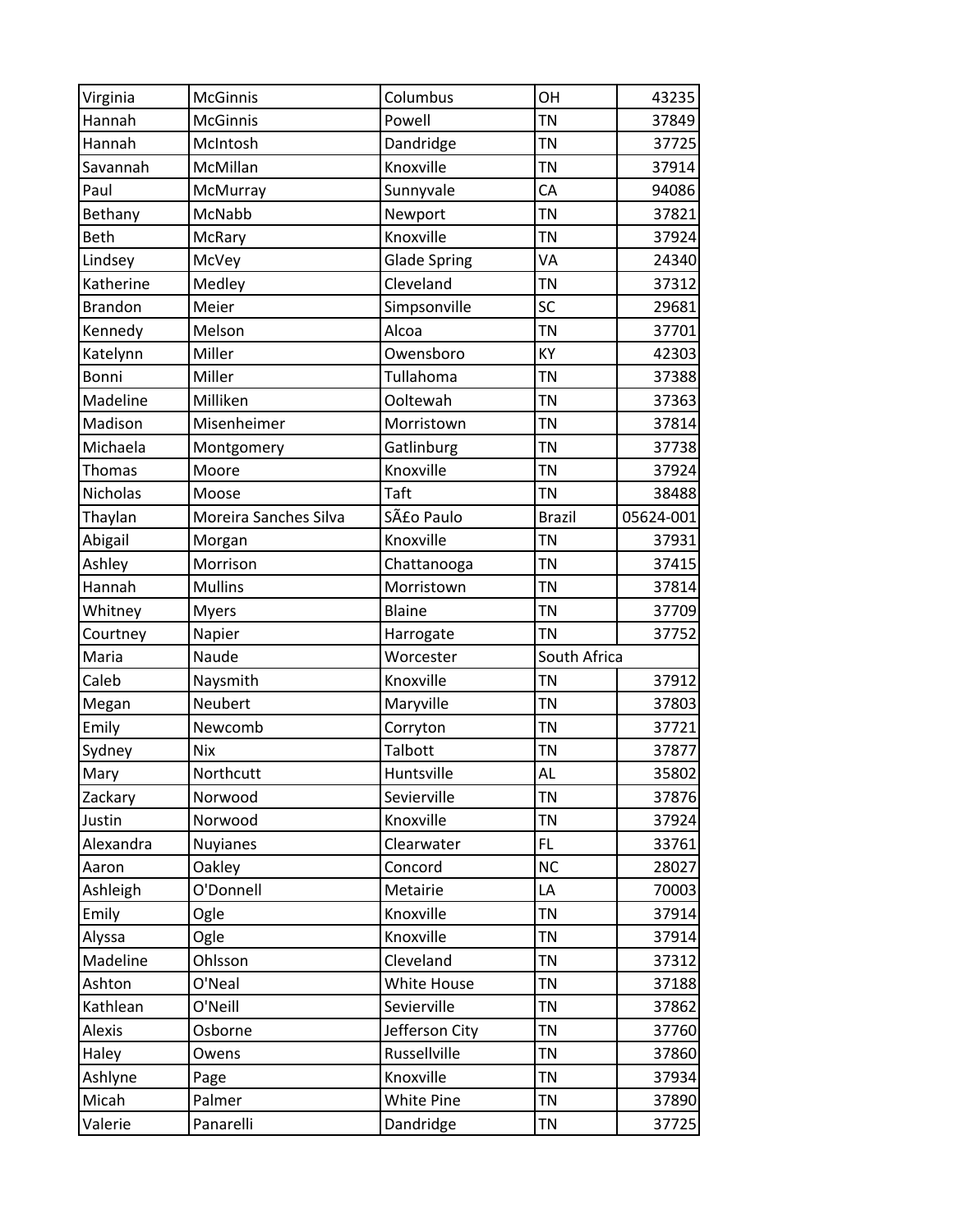| Virginia | McGinnis | Columbus | OH | 43235 |
|---|---|---|---|---|
| Hannah | McGinnis | Powell | TN | 37849 |
| Hannah | McIntosh | Dandridge | TN | 37725 |
| Savannah | McMillan | Knoxville | TN | 37914 |
| Paul | McMurray | Sunnyvale | CA | 94086 |
| Bethany | McNabb | Newport | TN | 37821 |
| Beth | McRary | Knoxville | TN | 37924 |
| Lindsey | McVey | Glade Spring | VA | 24340 |
| Katherine | Medley | Cleveland | TN | 37312 |
| Brandon | Meier | Simpsonville | SC | 29681 |
| Kennedy | Melson | Alcoa | TN | 37701 |
| Katelynn | Miller | Owensboro | KY | 42303 |
| Bonni | Miller | Tullahoma | TN | 37388 |
| Madeline | Milliken | Ooltewah | TN | 37363 |
| Madison | Misenheimer | Morristown | TN | 37814 |
| Michaela | Montgomery | Gatlinburg | TN | 37738 |
| Thomas | Moore | Knoxville | TN | 37924 |
| Nicholas | Moose | Taft | TN | 38488 |
| Thaylan | Moreira Sanches Silva | SÃ£o Paulo | Brazil | 05624-001 |
| Abigail | Morgan | Knoxville | TN | 37931 |
| Ashley | Morrison | Chattanooga | TN | 37415 |
| Hannah | Mullins | Morristown | TN | 37814 |
| Whitney | Myers | Blaine | TN | 37709 |
| Courtney | Napier | Harrogate | TN | 37752 |
| Maria | Naude | Worcester | South Africa | |
| Caleb | Naysmith | Knoxville | TN | 37912 |
| Megan | Neubert | Maryville | TN | 37803 |
| Emily | Newcomb | Corryton | TN | 37721 |
| Sydney | Nix | Talbott | TN | 37877 |
| Mary | Northcutt | Huntsville | AL | 35802 |
| Zackary | Norwood | Sevierville | TN | 37876 |
| Justin | Norwood | Knoxville | TN | 37924 |
| Alexandra | Nuyianes | Clearwater | FL | 33761 |
| Aaron | Oakley | Concord | NC | 28027 |
| Ashleigh | O'Donnell | Metairie | LA | 70003 |
| Emily | Ogle | Knoxville | TN | 37914 |
| Alyssa | Ogle | Knoxville | TN | 37914 |
| Madeline | Ohlsson | Cleveland | TN | 37312 |
| Ashton | O'Neal | White House | TN | 37188 |
| Kathlean | O'Neill | Sevierville | TN | 37862 |
| Alexis | Osborne | Jefferson City | TN | 37760 |
| Haley | Owens | Russellville | TN | 37860 |
| Ashlyne | Page | Knoxville | TN | 37934 |
| Micah | Palmer | White Pine | TN | 37890 |
| Valerie | Panarelli | Dandridge | TN | 37725 |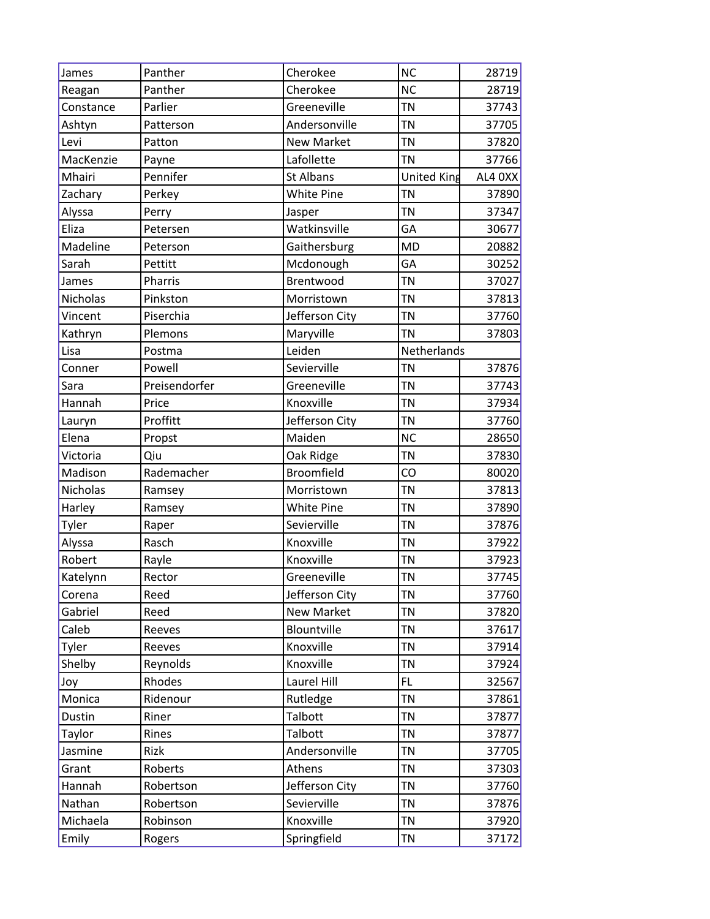| | | | | |
|---|---|---|---|---|
| James | Panther | Cherokee | NC | 28719 |
| Reagan | Panther | Cherokee | NC | 28719 |
| Constance | Parlier | Greeneville | TN | 37743 |
| Ashtyn | Patterson | Andersonville | TN | 37705 |
| Levi | Patton | New Market | TN | 37820 |
| MacKenzie | Payne | Lafollette | TN | 37766 |
| Mhairi | Pennifer | St Albans | United King | AL4 0XX |
| Zachary | Perkey | White Pine | TN | 37890 |
| Alyssa | Perry | Jasper | TN | 37347 |
| Eliza | Petersen | Watkinsville | GA | 30677 |
| Madeline | Peterson | Gaithersburg | MD | 20882 |
| Sarah | Pettitt | Mcdonough | GA | 30252 |
| James | Pharris | Brentwood | TN | 37027 |
| Nicholas | Pinkston | Morristown | TN | 37813 |
| Vincent | Piserchia | Jefferson City | TN | 37760 |
| Kathryn | Plemons | Maryville | TN | 37803 |
| Lisa | Postma | Leiden | Netherlands | |
| Conner | Powell | Sevierville | TN | 37876 |
| Sara | Preisendorfer | Greeneville | TN | 37743 |
| Hannah | Price | Knoxville | TN | 37934 |
| Lauryn | Proffitt | Jefferson City | TN | 37760 |
| Elena | Propst | Maiden | NC | 28650 |
| Victoria | Qiu | Oak Ridge | TN | 37830 |
| Madison | Rademacher | Broomfield | CO | 80020 |
| Nicholas | Ramsey | Morristown | TN | 37813 |
| Harley | Ramsey | White Pine | TN | 37890 |
| Tyler | Raper | Sevierville | TN | 37876 |
| Alyssa | Rasch | Knoxville | TN | 37922 |
| Robert | Rayle | Knoxville | TN | 37923 |
| Katelynn | Rector | Greeneville | TN | 37745 |
| Corena | Reed | Jefferson City | TN | 37760 |
| Gabriel | Reed | New Market | TN | 37820 |
| Caleb | Reeves | Blountville | TN | 37617 |
| Tyler | Reeves | Knoxville | TN | 37914 |
| Shelby | Reynolds | Knoxville | TN | 37924 |
| Joy | Rhodes | Laurel Hill | FL | 32567 |
| Monica | Ridenour | Rutledge | TN | 37861 |
| Dustin | Riner | Talbott | TN | 37877 |
| Taylor | Rines | Talbott | TN | 37877 |
| Jasmine | Rizk | Andersonville | TN | 37705 |
| Grant | Roberts | Athens | TN | 37303 |
| Hannah | Robertson | Jefferson City | TN | 37760 |
| Nathan | Robertson | Sevierville | TN | 37876 |
| Michaela | Robinson | Knoxville | TN | 37920 |
| Emily | Rogers | Springfield | TN | 37172 |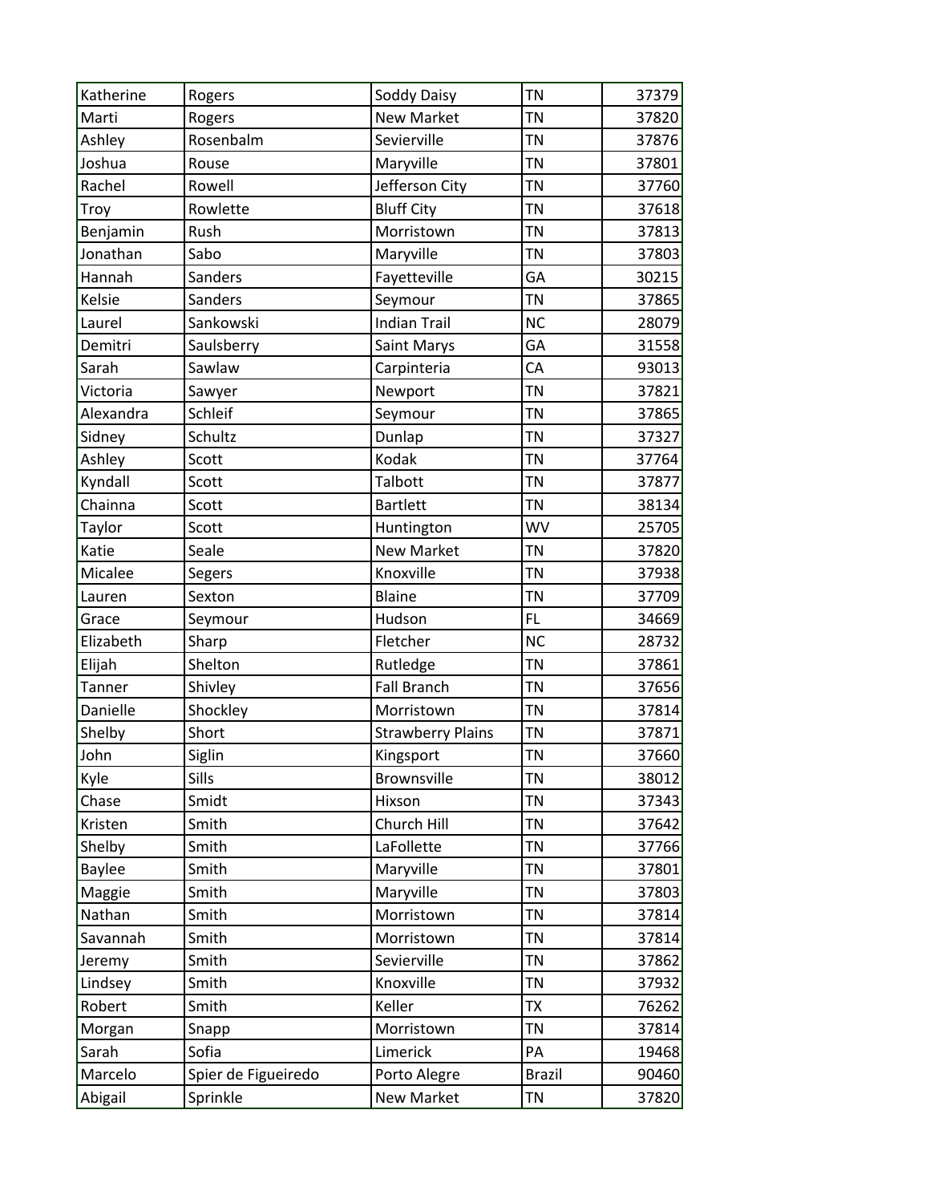| | | | | |
|---|---|---|---|---|
| Katherine | Rogers | Soddy Daisy | TN | 37379 |
| Marti | Rogers | New Market | TN | 37820 |
| Ashley | Rosenbalm | Sevierville | TN | 37876 |
| Joshua | Rouse | Maryville | TN | 37801 |
| Rachel | Rowell | Jefferson City | TN | 37760 |
| Troy | Rowlette | Bluff City | TN | 37618 |
| Benjamin | Rush | Morristown | TN | 37813 |
| Jonathan | Sabo | Maryville | TN | 37803 |
| Hannah | Sanders | Fayetteville | GA | 30215 |
| Kelsie | Sanders | Seymour | TN | 37865 |
| Laurel | Sankowski | Indian Trail | NC | 28079 |
| Demitri | Saulsberry | Saint Marys | GA | 31558 |
| Sarah | Sawlaw | Carpinteria | CA | 93013 |
| Victoria | Sawyer | Newport | TN | 37821 |
| Alexandra | Schleif | Seymour | TN | 37865 |
| Sidney | Schultz | Dunlap | TN | 37327 |
| Ashley | Scott | Kodak | TN | 37764 |
| Kyndall | Scott | Talbott | TN | 37877 |
| Chainna | Scott | Bartlett | TN | 38134 |
| Taylor | Scott | Huntington | WV | 25705 |
| Katie | Seale | New Market | TN | 37820 |
| Micalee | Segers | Knoxville | TN | 37938 |
| Lauren | Sexton | Blaine | TN | 37709 |
| Grace | Seymour | Hudson | FL | 34669 |
| Elizabeth | Sharp | Fletcher | NC | 28732 |
| Elijah | Shelton | Rutledge | TN | 37861 |
| Tanner | Shivley | Fall Branch | TN | 37656 |
| Danielle | Shockley | Morristown | TN | 37814 |
| Shelby | Short | Strawberry Plains | TN | 37871 |
| John | Siglin | Kingsport | TN | 37660 |
| Kyle | Sills | Brownsville | TN | 38012 |
| Chase | Smidt | Hixson | TN | 37343 |
| Kristen | Smith | Church Hill | TN | 37642 |
| Shelby | Smith | LaFollette | TN | 37766 |
| Baylee | Smith | Maryville | TN | 37801 |
| Maggie | Smith | Maryville | TN | 37803 |
| Nathan | Smith | Morristown | TN | 37814 |
| Savannah | Smith | Morristown | TN | 37814 |
| Jeremy | Smith | Sevierville | TN | 37862 |
| Lindsey | Smith | Knoxville | TN | 37932 |
| Robert | Smith | Keller | TX | 76262 |
| Morgan | Snapp | Morristown | TN | 37814 |
| Sarah | Sofia | Limerick | PA | 19468 |
| Marcelo | Spier de Figueiredo | Porto Alegre | Brazil | 90460 |
| Abigail | Sprinkle | New Market | TN | 37820 |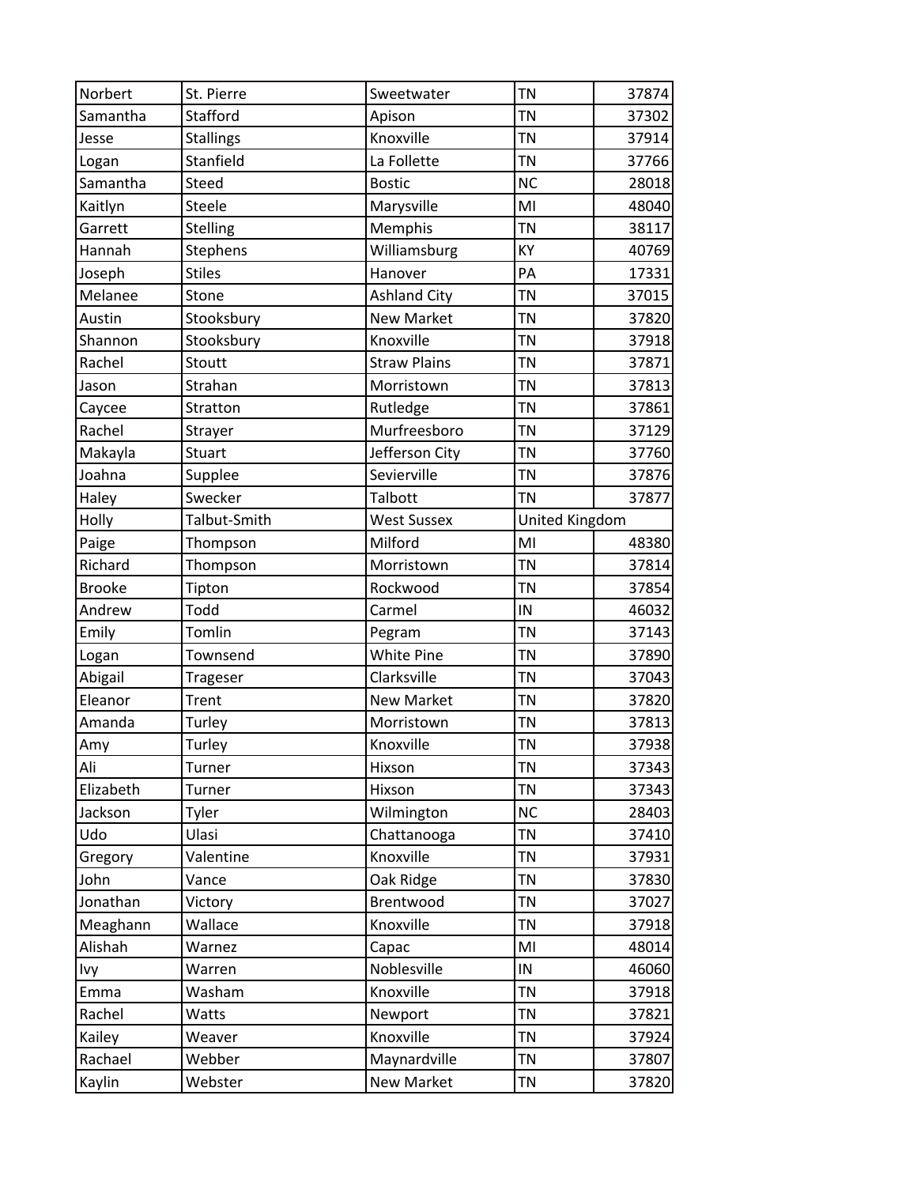| Norbert | St. Pierre | Sweetwater | TN | 37874 |
|---|---|---|---|---|
| Samantha | Stafford | Apison | TN | 37302 |
| Jesse | Stallings | Knoxville | TN | 37914 |
| Logan | Stanfield | La Follette | TN | 37766 |
| Samantha | Steed | Bostic | NC | 28018 |
| Kaitlyn | Steele | Marysville | MI | 48040 |
| Garrett | Stelling | Memphis | TN | 38117 |
| Hannah | Stephens | Williamsburg | KY | 40769 |
| Joseph | Stiles | Hanover | PA | 17331 |
| Melanee | Stone | Ashland City | TN | 37015 |
| Austin | Stooksbury | New Market | TN | 37820 |
| Shannon | Stooksbury | Knoxville | TN | 37918 |
| Rachel | Stoutt | Straw Plains | TN | 37871 |
| Jason | Strahan | Morristown | TN | 37813 |
| Caycee | Stratton | Rutledge | TN | 37861 |
| Rachel | Strayer | Murfreesboro | TN | 37129 |
| Makayla | Stuart | Jefferson City | TN | 37760 |
| Joahna | Supplee | Sevierville | TN | 37876 |
| Haley | Swecker | Talbott | TN | 37877 |
| Holly | Talbut-Smith | West Sussex | United Kingdom | |
| Paige | Thompson | Milford | MI | 48380 |
| Richard | Thompson | Morristown | TN | 37814 |
| Brooke | Tipton | Rockwood | TN | 37854 |
| Andrew | Todd | Carmel | IN | 46032 |
| Emily | Tomlin | Pegram | TN | 37143 |
| Logan | Townsend | White Pine | TN | 37890 |
| Abigail | Trageser | Clarksville | TN | 37043 |
| Eleanor | Trent | New Market | TN | 37820 |
| Amanda | Turley | Morristown | TN | 37813 |
| Amy | Turley | Knoxville | TN | 37938 |
| Ali | Turner | Hixson | TN | 37343 |
| Elizabeth | Turner | Hixson | TN | 37343 |
| Jackson | Tyler | Wilmington | NC | 28403 |
| Udo | Ulasi | Chattanooga | TN | 37410 |
| Gregory | Valentine | Knoxville | TN | 37931 |
| John | Vance | Oak Ridge | TN | 37830 |
| Jonathan | Victory | Brentwood | TN | 37027 |
| Meaghann | Wallace | Knoxville | TN | 37918 |
| Alishah | Warnez | Capac | MI | 48014 |
| Ivy | Warren | Noblesville | IN | 46060 |
| Emma | Washam | Knoxville | TN | 37918 |
| Rachel | Watts | Newport | TN | 37821 |
| Kailey | Weaver | Knoxville | TN | 37924 |
| Rachael | Webber | Maynardville | TN | 37807 |
| Kaylin | Webster | New Market | TN | 37820 |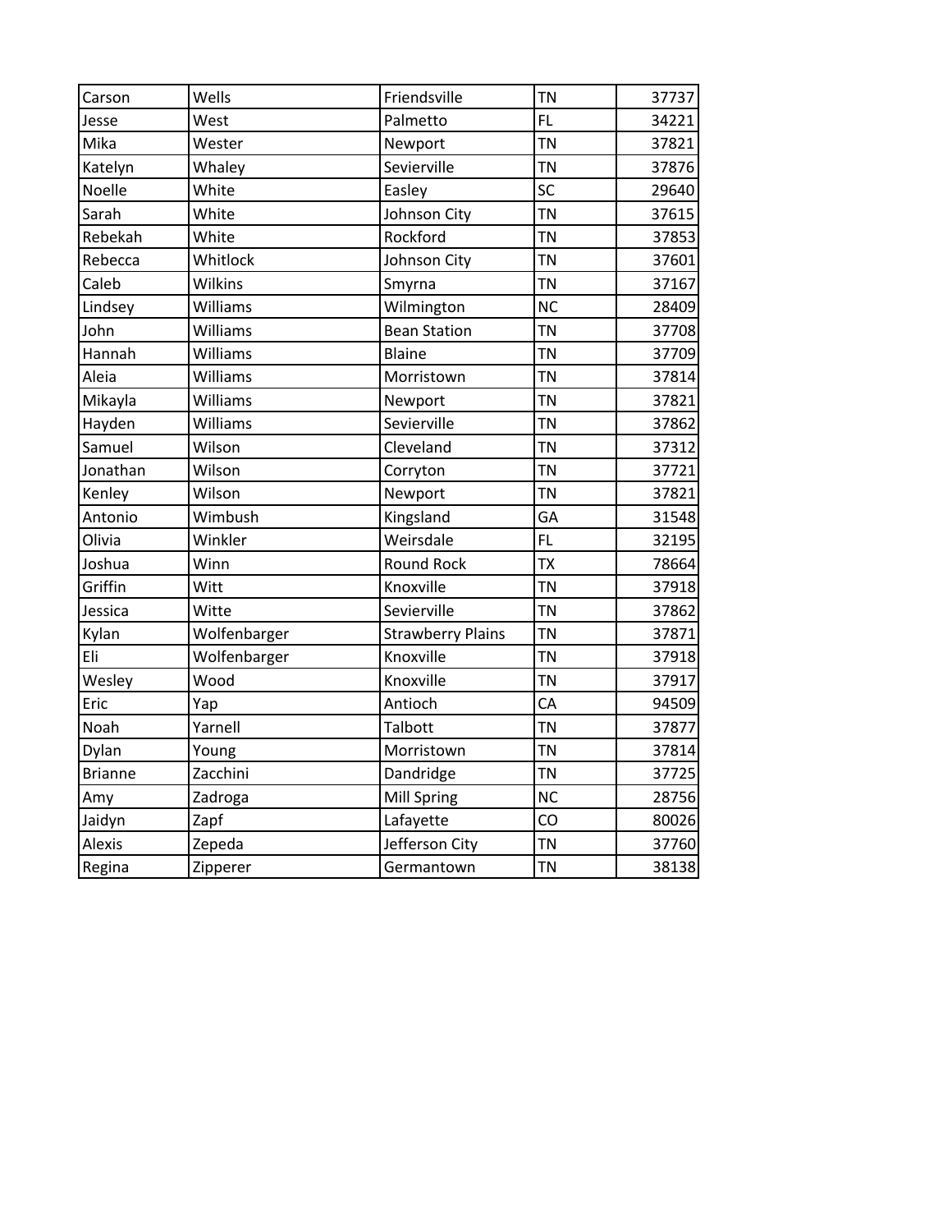| | | | | |
|---|---|---|---|---|
| Carson | Wells | Friendsville | TN | 37737 |
| Jesse | West | Palmetto | FL | 34221 |
| Mika | Wester | Newport | TN | 37821 |
| Katelyn | Whaley | Sevierville | TN | 37876 |
| Noelle | White | Easley | SC | 29640 |
| Sarah | White | Johnson City | TN | 37615 |
| Rebekah | White | Rockford | TN | 37853 |
| Rebecca | Whitlock | Johnson City | TN | 37601 |
| Caleb | Wilkins | Smyrna | TN | 37167 |
| Lindsey | Williams | Wilmington | NC | 28409 |
| John | Williams | Bean Station | TN | 37708 |
| Hannah | Williams | Blaine | TN | 37709 |
| Aleia | Williams | Morristown | TN | 37814 |
| Mikayla | Williams | Newport | TN | 37821 |
| Hayden | Williams | Sevierville | TN | 37862 |
| Samuel | Wilson | Cleveland | TN | 37312 |
| Jonathan | Wilson | Corryton | TN | 37721 |
| Kenley | Wilson | Newport | TN | 37821 |
| Antonio | Wimbush | Kingsland | GA | 31548 |
| Olivia | Winkler | Weirsdale | FL | 32195 |
| Joshua | Winn | Round Rock | TX | 78664 |
| Griffin | Witt | Knoxville | TN | 37918 |
| Jessica | Witte | Sevierville | TN | 37862 |
| Kylan | Wolfenbarger | Strawberry Plains | TN | 37871 |
| Eli | Wolfenbarger | Knoxville | TN | 37918 |
| Wesley | Wood | Knoxville | TN | 37917 |
| Eric | Yap | Antioch | CA | 94509 |
| Noah | Yarnell | Talbott | TN | 37877 |
| Dylan | Young | Morristown | TN | 37814 |
| Brianne | Zacchini | Dandridge | TN | 37725 |
| Amy | Zadroga | Mill Spring | NC | 28756 |
| Jaidyn | Zapf | Lafayette | CO | 80026 |
| Alexis | Zepeda | Jefferson City | TN | 37760 |
| Regina | Zipperer | Germantown | TN | 38138 |